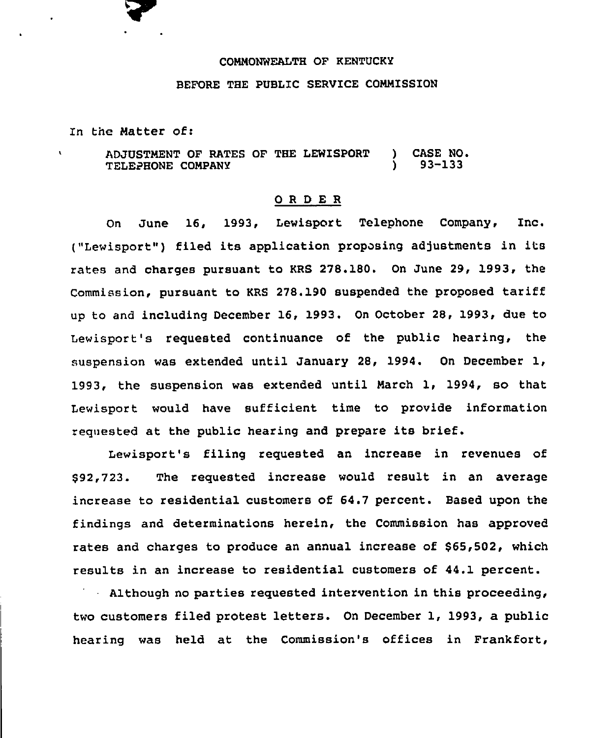COMMONWEALTH OF KENTUCKY

BEFORE THE PUBLIC SERVICE COMMISSION

In the Matter of:

ADJUSTMENT OF RATES OF THE LEWISPORT TELEPHONE COMPANY ) CASE NO. 93-133

# O R D E R

On June 16, 1993, Lewisport Telephone Company, Inc. ("Lewisport") filed its application proposing adjustments in its rates and charges pursuant to KRS 278.180. On June 29, 1993, the Commission, pursuant to KRS 278.190 suspended the proposed tariff up to and including December 16, 1993. On October 28, 1993, due to Lewisport's requested continuance of the public hearing, the suspension was extended until January 28, 1994. On December 1, 1993, the suspension was extended until March 1, 1994, so that Lewisport would have sufficient time to provide information requested at the public hearing and prepare its brief.

Lewisport's filing requested an increase in revenues of $92,723. The requested increase would result in an average increase to residential customers of 64.7 percent. Based upon the findings and determinations herein, the Commission has approved rates and charges to produce an annual increase of $65,502, which results in an increase to residential customers of 44.1 percent.

Although no parties requested intervention in this proceeding, two customers filed protest letters. On December 1, 1993, a public hearing was held at the Commission's offices in Frankfort,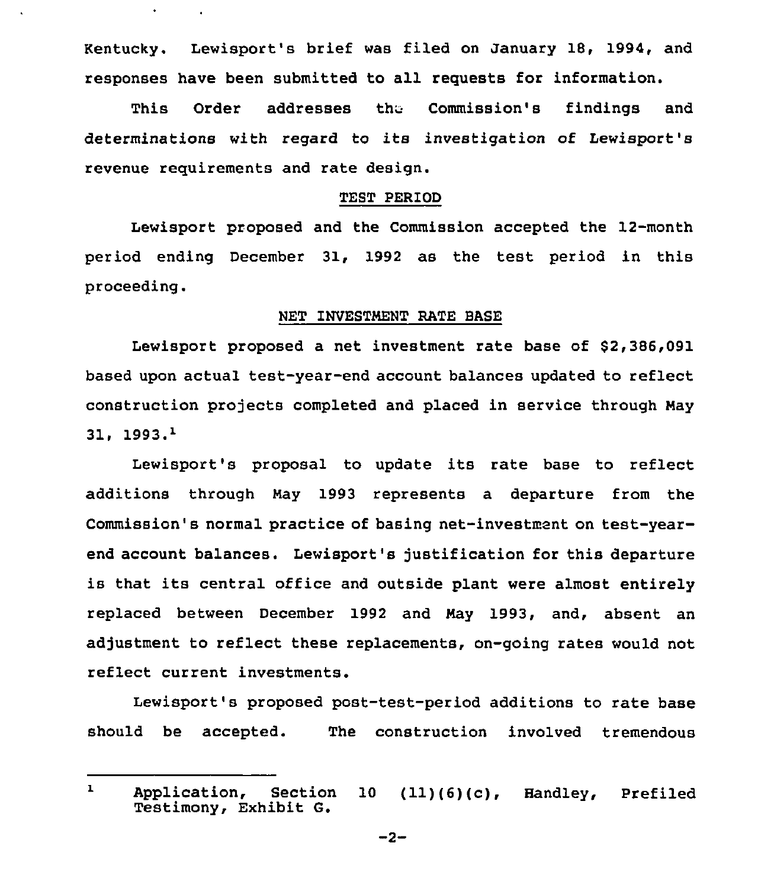Kentucky. Lewisport's brief was filed on January 18, 1994, and responses have been submitted to all requests for information.

This Order addresses the Commission's findings and determinations with regard to its investigation of Lewisport's revenue requirements and rate design.

## TEST PERIOD

Lewisport proposed and the Commission accepted the 12-month period ending December 31, 1992 as the test period in this proceeding.

## NET INVESTMENT RATE BASE

Lewisport proposed a net investment rate base of $2,386,091 based upon actual test-year-end account balances updated to reflect construction projects completed and placed in service through May 31, 1993.[1]

Lewisport's proposal to update its rate base to reflect additions through May 1993 represents a departure from the Commission's normal practice of basing net-investment on test-year-end account balances. Lewisport's justification for this departure is that its central office and outside plant were almost entirely replaced between December 1992 and May 1993, and, absent an adjustment to reflect these replacements, on-going rates would not reflect current investments.

Lewisport's proposed post-test-period additions to rate base should be accepted. The construction involved tremendous

---

[1] Application, Section 10 (11)(6)(c), Handley, Prefiled Testimony, Exhibit G.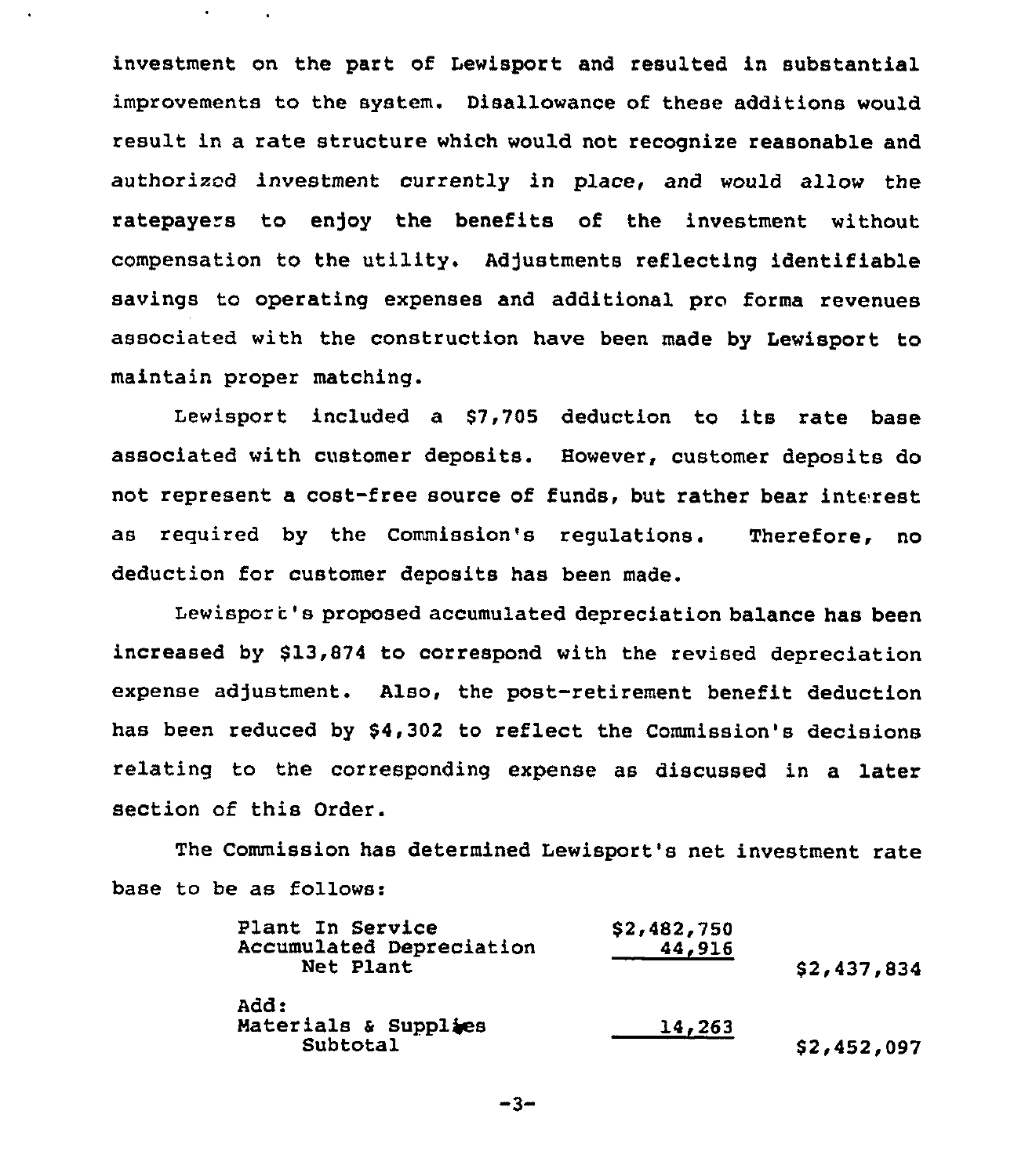investment on the part of Lewisport and resulted in substantial improvements to the system. Disallowance of these additions would result in a rate structure which would not recognize reasonable and authorized investment currently in place, and would allow the ratepayers to enjoy the benefits of the investment without compensation to the utility. Adjustments reflecting identifiable savings to operating expenses and additional pro forma revenues associated with the construction have been made by Lewisport to maintain proper matching.

Lewisport included a $7,705 deduction to its rate base associated with customer deposits. However, customer deposits do not represent a cost-free source of funds, but rather bear interest as required by the Commission's regulations. Therefore, no deduction for customer deposits has been made.

Lewisport's proposed accumulated depreciation balance has been increased by $13,874 to correspond with the revised depreciation expense adjustment. Also, the post-retirement benefit deduction has been reduced by $4,302 to reflect the Commission's decisions relating to the corresponding expense as discussed in a later section of this Order.

The Commission has determined Lewisport's net investment rate base to be as follows:

| | | |
|---|---|---|
| Plant In Service | $2,482,750 | |
| Accumulated Depreciation | 44,916 | |
| Net Plant | | $2,437,834 |
| Add: | | |
| Materials & Supplies | 14,263 | |
| Subtotal | | $2,452,097 |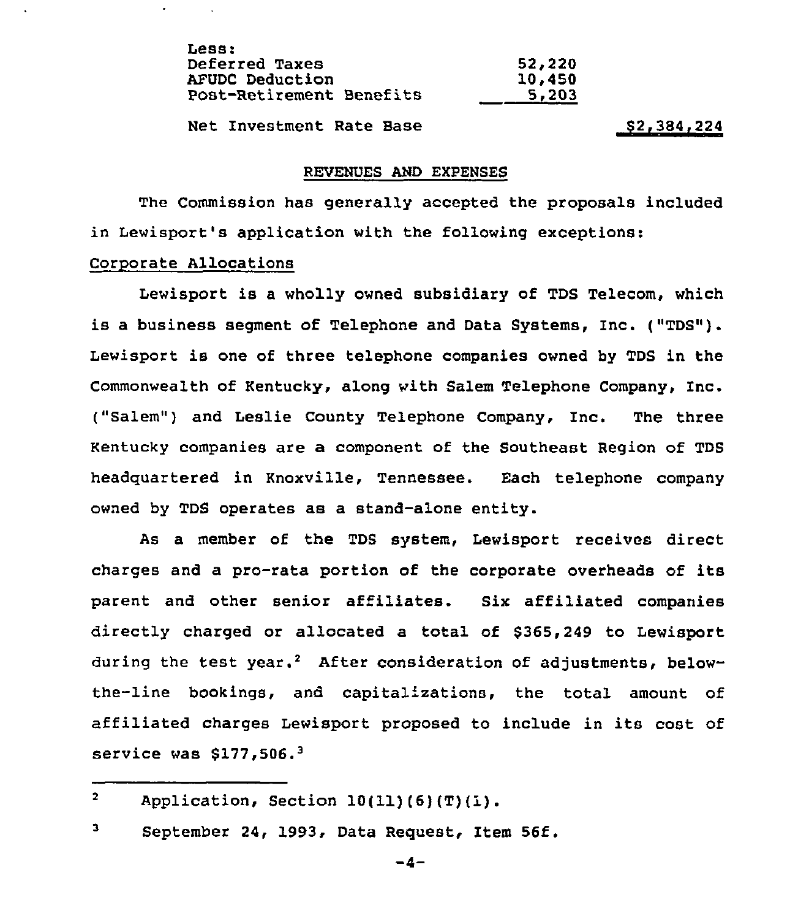| | |
|---|---|
| Less: | |
| Deferred Taxes | 52,220 |
| AFUDC Deduction | 10,450 |
| Post-Retirement Benefits | 5,203 |
| Net Investment Rate Base | $2,384,224 |

## REVENUES AND EXPENSES

The Commission has generally accepted the proposals included in Lewisport's application with the following exceptions:

### Corporate Allocations

Lewisport is a wholly owned subsidiary of TDS Telecom, which is a business segment of Telephone and Data Systems, Inc. ("TDS"). Lewisport is one of three telephone companies owned by TDS in the Commonwealth of Kentucky, along with Salem Telephone Company, Inc. ("Salem") and Leslie County Telephone Company, Inc. The three Kentucky companies are a component of the Southeast Region of TDS headquartered in Knoxville, Tennessee. Each telephone company owned by TDS operates as a stand-alone entity.

As a member of the TDS system, Lewisport receives direct charges and a pro-rata portion of the corporate overheads of its parent and other senior affiliates. Six affiliated companies directly charged or allocated a total of $365,249 to Lewisport during the test year.[2] After consideration of adjustments, below-the-line bookings, and capitalizations, the total amount of affiliated charges Lewisport proposed to include in its cost of service was $177,506.[3]

---

[2] Application, Section 10(11)(6)(T)(1).

[3] September 24, 1993, Data Request, Item 56f.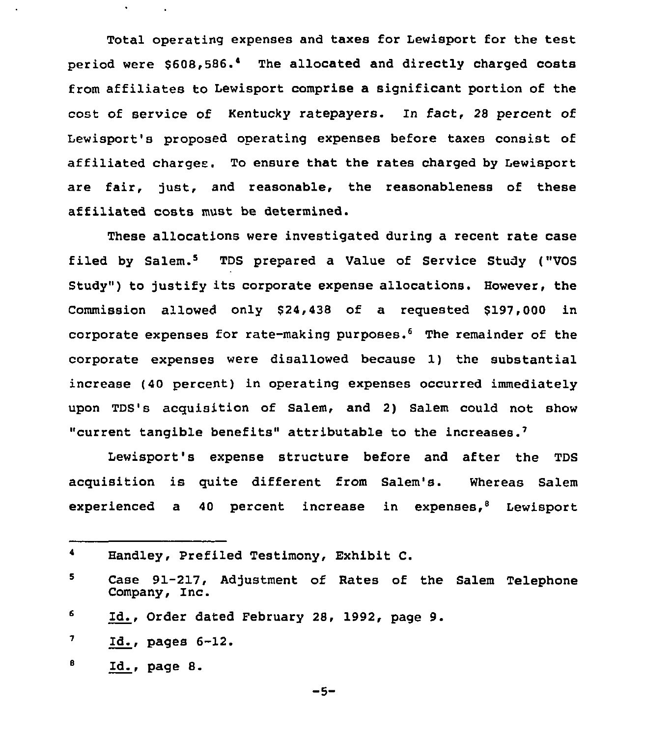Total operating expenses and taxes for Lewisport for the test period were $608,586.[4] The allocated and directly charged costs from affiliates to Lewisport comprise a significant portion of the cost of service of Kentucky ratepayers. In fact, 28 percent of Lewisport's proposed operating expenses before taxes consist of affiliated charges. To ensure that the rates charged by Lewisport are fair, just, and reasonable, the reasonableness of these affiliated costs must be determined.

These allocations were investigated during a recent rate case filed by Salem.[5] TDS prepared a Value of Service Study ("VOS Study") to justify its corporate expense allocations. However, the Commission allowed only $24,438 of a requested $197,000 in corporate expenses for rate-making purposes.[6] The remainder of the corporate expenses were disallowed because 1) the substantial increase (40 percent) in operating expenses occurred immediately upon TDS's acquisition of Salem, and 2) Salem could not show "current tangible benefits" attributable to the increases.[7]

Lewisport's expense structure before and after the TDS acquisition is quite different from Salem's. Whereas Salem experienced a 40 percent increase in expenses,[8] Lewisport

---

[4] Handley, Prefiled Testimony, Exhibit C.

[5] Case 91-217, Adjustment of Rates of the Salem Telephone Company, Inc.

[6] Id., Order dated February 28, 1992, page 9.

[7] Id., pages 6-12.

[8] Id., page 8.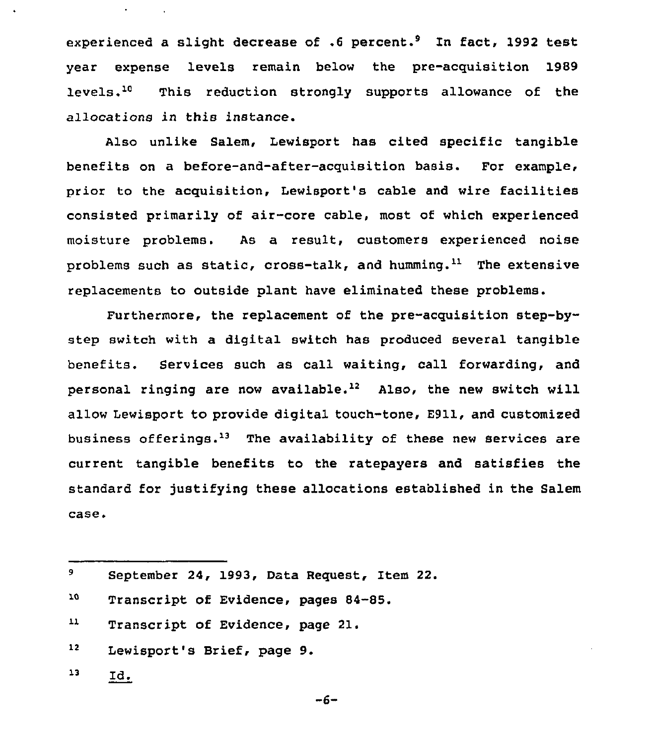experienced a slight decrease of .6 percent.[9] In fact, 1992 test year expense levels remain below the pre-acquisition 1989 levels.[10] This reduction strongly supports allowance of the allocations in this instance.

Also unlike Salem, Lewisport has cited specific tangible benefits on a before-and-after-acquisition basis. For example, prior to the acquisition, Lewisport's cable and wire facilities consisted primarily of air-core cable, most of which experienced moisture problems. As a result, customers experienced noise problems such as static, cross-talk, and humming.[11] The extensive replacements to outside plant have eliminated these problems.

Furthermore, the replacement of the pre-acquisition step-by-step switch with a digital switch has produced several tangible benefits. Services such as call waiting, call forwarding, and personal ringing are now available.[12] Also, the new switch will allow Lewisport to provide digital touch-tone, E911, and customized business offerings.[13] The availability of these new services are current tangible benefits to the ratepayers and satisfies the standard for justifying these allocations established in the Salem case.

---

[9] September 24, 1993, Data Request, Item 22.

[10] Transcript of Evidence, pages 84-85.

[11] Transcript of Evidence, page 21.

[12] Lewisport's Brief, page 9.

[13] Id.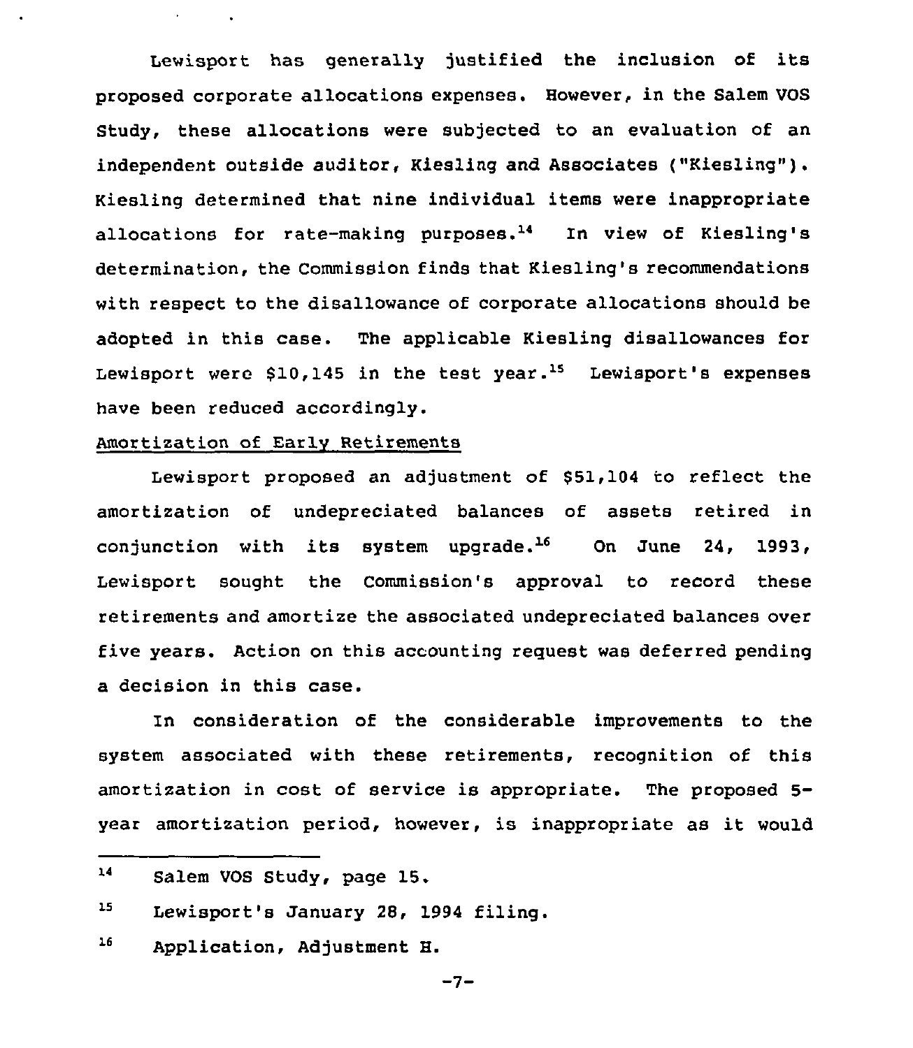Lewisport has generally justified the inclusion of its proposed corporate allocations expenses. However, in the Salem VOS Study, these allocations were subjected to an evaluation of an independent outside auditor, Kiesling and Associates ("Kiesling"). Kiesling determined that nine individual items were inappropriate allocations for rate-making purposes.[14] In view of Kiesling's determination, the Commission finds that Kiesling's recommendations with respect to the disallowance of corporate allocations should be adopted in this case. The applicable Kiesling disallowances for Lewisport were $10,145 in the test year.[15] Lewisport's expenses have been reduced accordingly.

Amortization of Early Retirements

Lewisport proposed an adjustment of $51,104 to reflect the amortization of undepreciated balances of assets retired in conjunction with its system upgrade.[16] On June 24, 1993, Lewisport sought the Commission's approval to record these retirements and amortize the associated undepreciated balances over five years. Action on this accounting request was deferred pending a decision in this case.

In consideration of the considerable improvements to the system associated with these retirements, recognition of this amortization in cost of service is appropriate. The proposed 5-year amortization period, however, is inappropriate as it would

---

[14] Salem VOS Study, page 15.

[15] Lewisport's January 28, 1994 filing.

[16] Application, Adjustment H.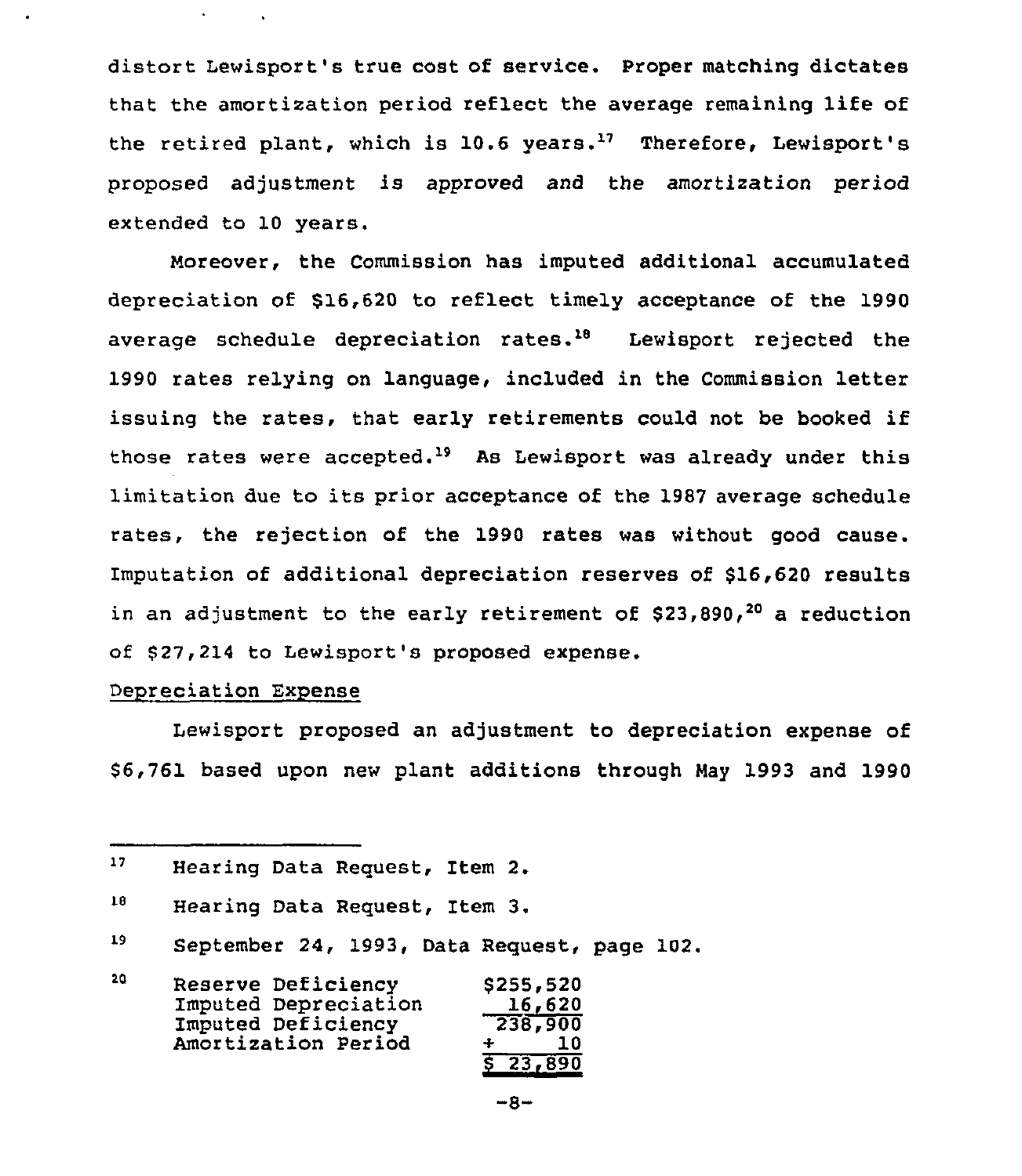distort Lewisport's true cost of service. Proper matching dictates that the amortization period reflect the average remaining life of the retired plant, which is 10.6 years.[17] Therefore, Lewisport's proposed adjustment is approved and the amortization period extended to 10 years.

Moreover, the Commission has imputed additional accumulated depreciation of $16,620 to reflect timely acceptance of the 1990 average schedule depreciation rates.[18] Lewisport rejected the 1990 rates relying on language, included in the Commission letter issuing the rates, that early retirements could not be booked if those rates were accepted.[19] As Lewisport was already under this limitation due to its prior acceptance of the 1987 average schedule rates, the rejection of the 1990 rates was without good cause. Imputation of additional depreciation reserves of $16,620 results in an adjustment to the early retirement of $23,890,[20] a reduction of $27,214 to Lewisport's proposed expense.

Depreciation Expense

Lewisport proposed an adjustment to depreciation expense of $6,761 based upon new plant additions through May 1993 and 1990

---

[17] Hearing Data Request, Item 2.

[18] Hearing Data Request, Item 3.

[19] September 24, 1993, Data Request, page 102.

[20]

| | |
|---|---|
| Reserve Deficiency | $255,520 |
| Imputed Depreciation | 16,620 |
| Imputed Deficiency | 238,900 |
| Amortization Period | ÷ 10 |
| | $ 23,890 |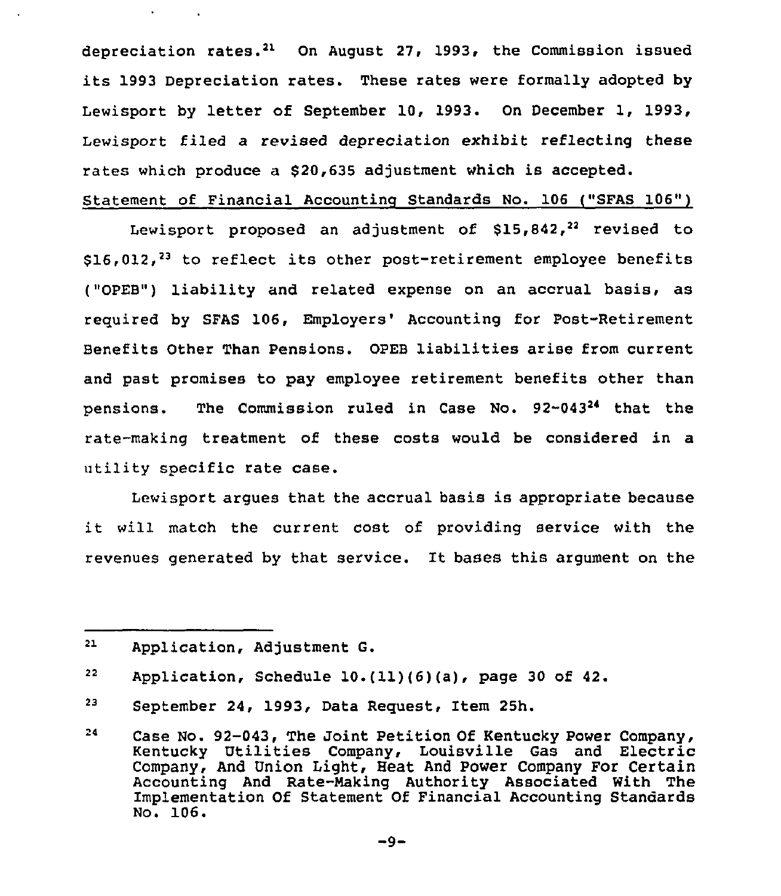depreciation rates.[21] On August 27, 1993, the Commission issued its 1993 Depreciation rates. These rates were formally adopted by Lewisport by letter of September 10, 1993. On December 1, 1993, Lewisport filed a revised depreciation exhibit reflecting these rates which produce a $20,635 adjustment which is accepted.

Statement of Financial Accounting Standards No. 106 ("SFAS 106")

Lewisport proposed an adjustment of $15,842,[22] revised to $16,012,[23] to reflect its other post-retirement employee benefits ("OPEB") liability and related expense on an accrual basis, as required by SFAS 106, Employers' Accounting for Post-Retirement Benefits Other Than Pensions. OPEB liabilities arise from current and past promises to pay employee retirement benefits other than pensions. The Commission ruled in Case No. 92-043[24] that the rate-making treatment of these costs would be considered in a utility specific rate case.

Lewisport argues that the accrual basis is appropriate because it will match the current cost of providing service with the revenues generated by that service. It bases this argument on the

---

[21] Application, Adjustment G.

[22] Application, Schedule 10.(11)(6)(a), page 30 of 42.

[23] September 24, 1993, Data Request, Item 25h.

[24] Case No. 92-043, The Joint Petition Of Kentucky Power Company, Kentucky Utilities Company, Louisville Gas and Electric Company, And Union Light, Heat And Power Company For Certain Accounting And Rate-Making Authority Associated With The Implementation Of Statement Of Financial Accounting Standards No. 106.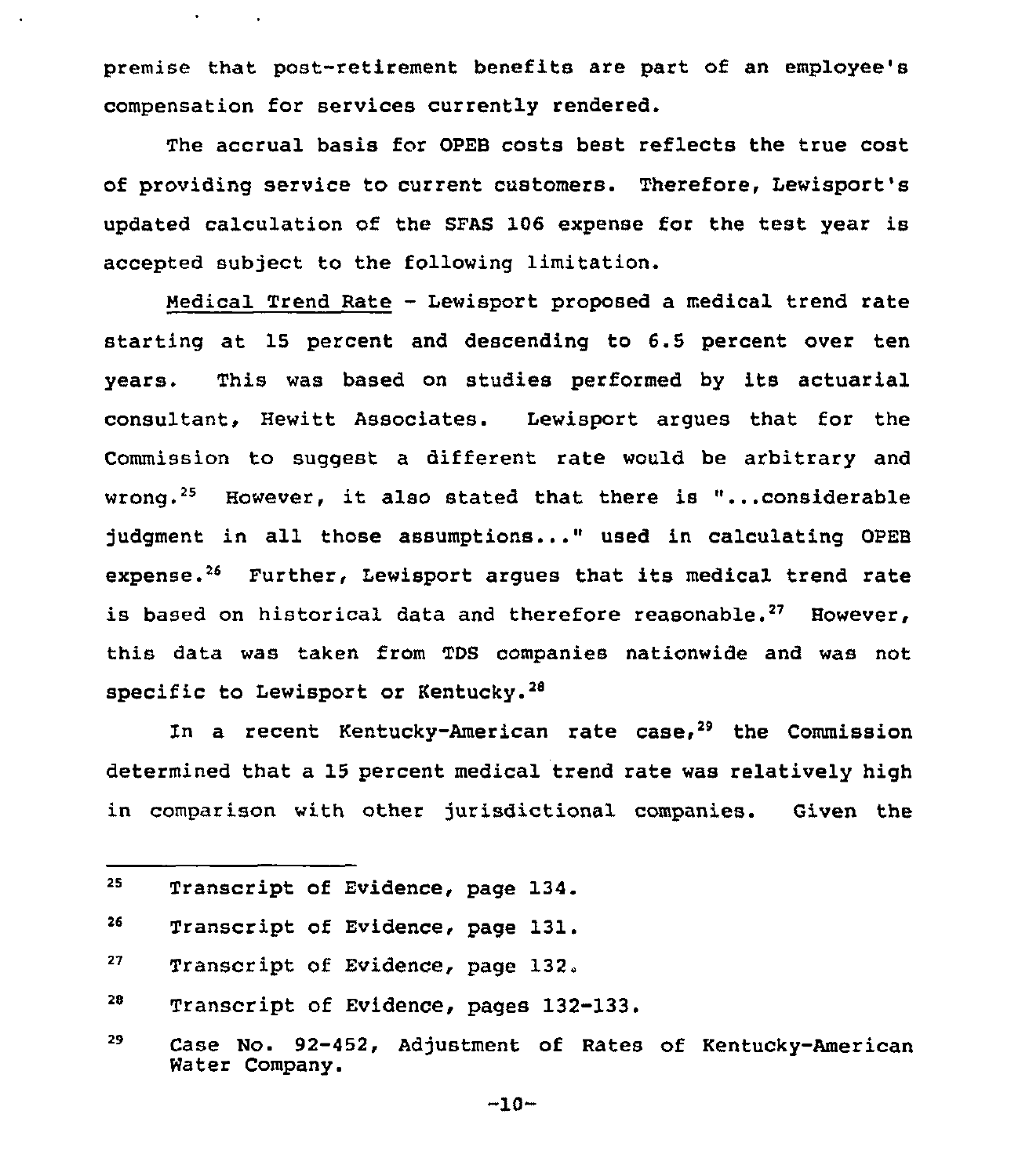premise that post-retirement benefits are part of an employee's compensation for services currently rendered.

The accrual basis for OPEB costs best reflects the true cost of providing service to current customers. Therefore, Lewisport's updated calculation of the SFAS 106 expense for the test year is accepted subject to the following limitation.

Medical Trend Rate - Lewisport proposed a medical trend rate starting at 15 percent and descending to 6.5 percent over ten years. This was based on studies performed by its actuarial consultant, Hewitt Associates. Lewisport argues that for the Commission to suggest a different rate would be arbitrary and wrong.[25] However, it also stated that there is "...considerable judgment in all those assumptions..." used in calculating OPEB expense.[26] Further, Lewisport argues that its medical trend rate is based on historical data and therefore reasonable.[27] However, this data was taken from TDS companies nationwide and was not specific to Lewisport or Kentucky.[28]

In a recent Kentucky-American rate case,[29] the Commission determined that a 15 percent medical trend rate was relatively high in comparison with other jurisdictional companies. Given the

---

[25] Transcript of Evidence, page 134.

[26] Transcript of Evidence, page 131.

[27] Transcript of Evidence, page 132.

[28] Transcript of Evidence, pages 132-133.

[29] Case No. 92-452, Adjustment of Rates of Kentucky-American Water Company.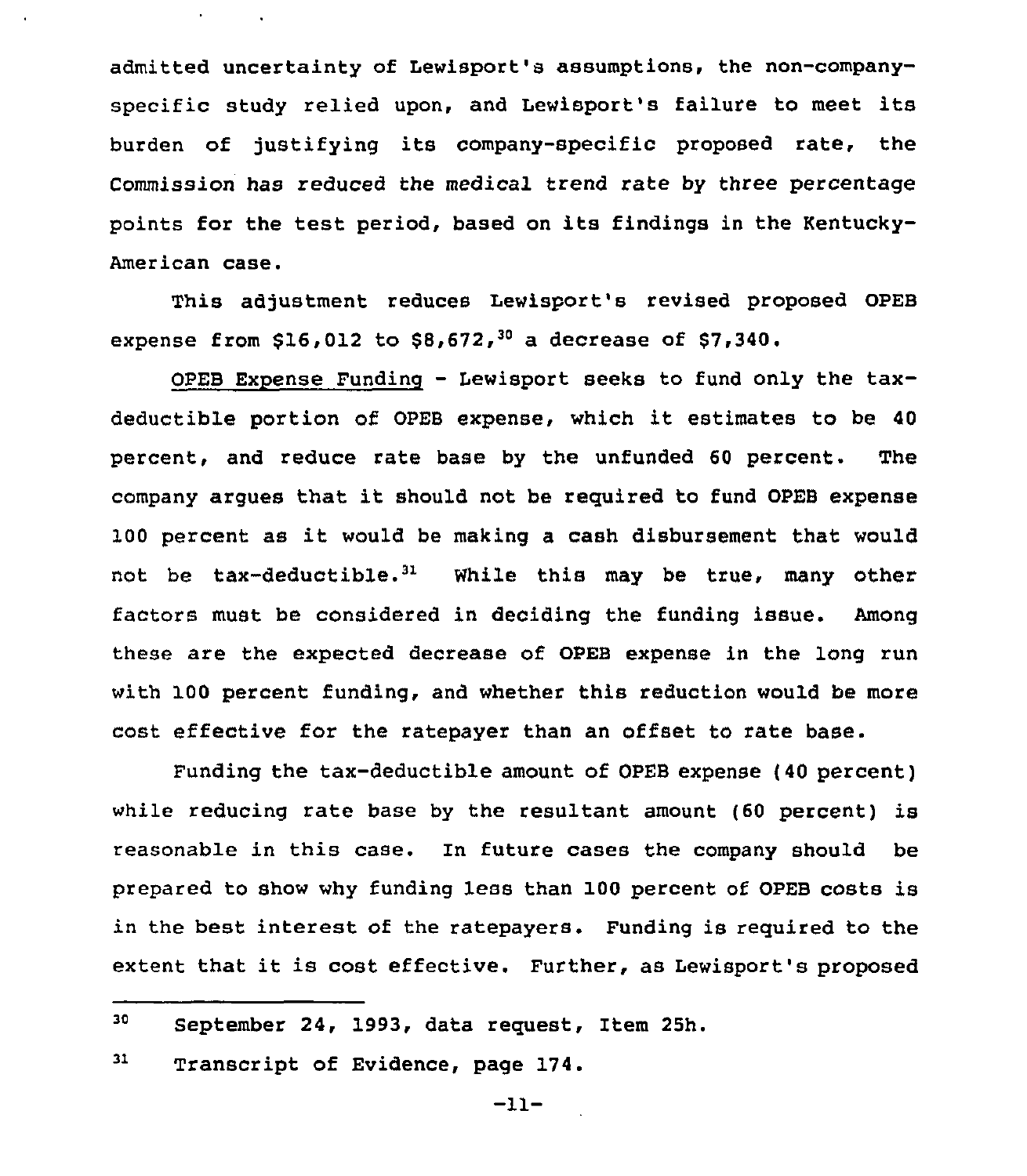admitted uncertainty of Lewisport's assumptions, the non-company-specific study relied upon, and Lewisport's failure to meet its burden of justifying its company-specific proposed rate, the Commission has reduced the medical trend rate by three percentage points for the test period, based on its findings in the Kentucky-American case.

This adjustment reduces Lewisport's revised proposed OPEB expense from $16,012 to $8,672,[30] a decrease of $7,340.

OPEB Expense Funding - Lewisport seeks to fund only the tax-deductible portion of OPEB expense, which it estimates to be 40 percent, and reduce rate base by the unfunded 60 percent. The company argues that it should not be required to fund OPEB expense 100 percent as it would be making a cash disbursement that would not be tax-deductible.[31] While this may be true, many other factors must be considered in deciding the funding issue. Among these are the expected decrease of OPEB expense in the long run with 100 percent funding, and whether this reduction would be more cost effective for the ratepayer than an offset to rate base.

Funding the tax-deductible amount of OPEB expense (40 percent) while reducing rate base by the resultant amount (60 percent) is reasonable in this case. In future cases the company should be prepared to show why funding less than 100 percent of OPEB costs is in the best interest of the ratepayers. Funding is required to the extent that it is cost effective. Further, as Lewisport's proposed

---

[30] September 24, 1993, data request, Item 25h.

[31] Transcript of Evidence, page 174.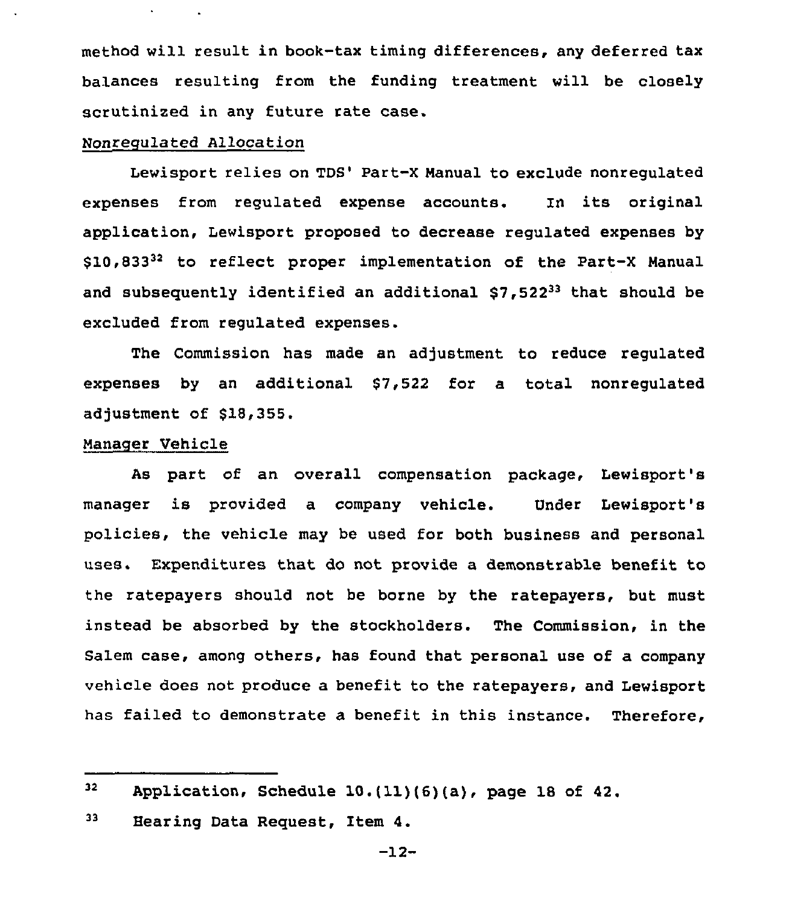method will result in book-tax timing differences, any deferred tax balances resulting from the funding treatment will be closely scrutinized in any future rate case.

Nonregulated Allocation

Lewisport relies on TDS' Part-X Manual to exclude nonregulated expenses from regulated expense accounts. In its original application, Lewisport proposed to decrease regulated expenses by $10,833[32] to reflect proper implementation of the Part-X Manual and subsequently identified an additional $7,522[33] that should be excluded from regulated expenses.

The Commission has made an adjustment to reduce regulated expenses by an additional $7,522 for a total nonregulated adjustment of $18,355.

Manager Vehicle

As part of an overall compensation package, Lewisport's manager is provided a company vehicle. Under Lewisport's policies, the vehicle may be used for both business and personal uses. Expenditures that do not provide a demonstrable benefit to the ratepayers should not be borne by the ratepayers, but must instead be absorbed by the stockholders. The Commission, in the Salem case, among others, has found that personal use of a company vehicle does not produce a benefit to the ratepayers, and Lewisport has failed to demonstrate a benefit in this instance. Therefore,

---

[32] Application, Schedule 10.(11)(6)(a), page 18 of 42.

[33] Hearing Data Request, Item 4.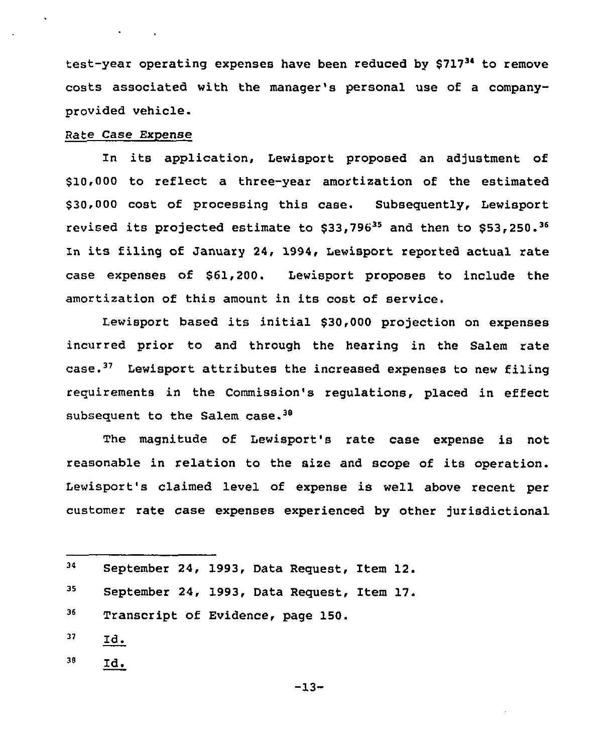test-year operating expenses have been reduced by $717[34] to remove costs associated with the manager's personal use of a company-provided vehicle.

Rate Case Expense

In its application, Lewisport proposed an adjustment of $10,000 to reflect a three-year amortization of the estimated $30,000 cost of processing this case. Subsequently, Lewisport revised its projected estimate to $33,796[35] and then to $53,250.[36] In its filing of January 24, 1994, Lewisport reported actual rate case expenses of $61,200. Lewisport proposes to include the amortization of this amount in its cost of service.

Lewisport based its initial $30,000 projection on expenses incurred prior to and through the hearing in the Salem rate case.[37] Lewisport attributes the increased expenses to new filing requirements in the Commission's regulations, placed in effect subsequent to the Salem case.[38]

The magnitude of Lewisport's rate case expense is not reasonable in relation to the size and scope of its operation. Lewisport's claimed level of expense is well above recent per customer rate case expenses experienced by other jurisdictional

---

[34] September 24, 1993, Data Request, Item 12.

[35] September 24, 1993, Data Request, Item 17.

[36] Transcript of Evidence, page 150.

[37] Id.

[38] Id.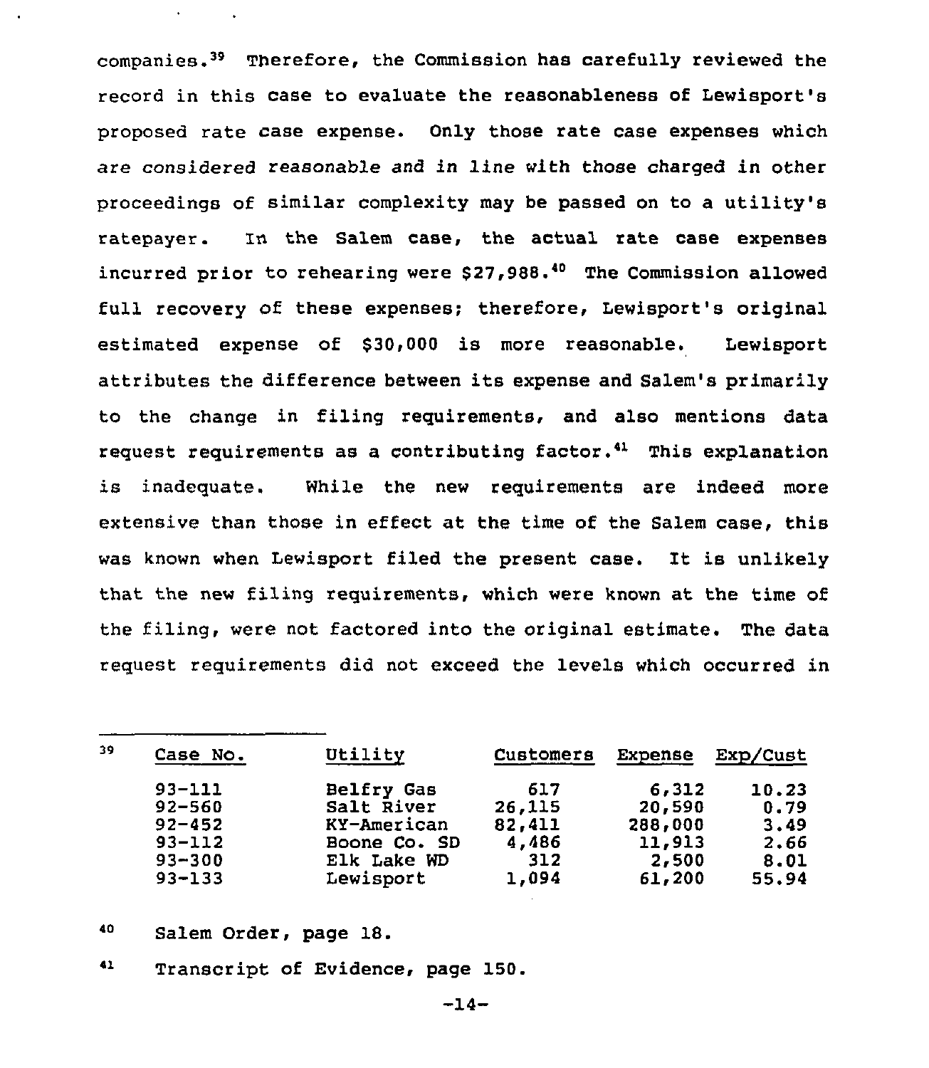companies.[39] Therefore, the Commission has carefully reviewed the record in this case to evaluate the reasonableness of Lewisport's proposed rate case expense. Only those rate case expenses which are considered reasonable and in line with those charged in other proceedings of similar complexity may be passed on to a utility's ratepayer. In the Salem case, the actual rate case expenses incurred prior to rehearing were $27,988.[40] The Commission allowed full recovery of these expenses; therefore, Lewisport's original estimated expense of $30,000 is more reasonable. Lewisport attributes the difference between its expense and Salem's primarily to the change in filing requirements, and also mentions data request requirements as a contributing factor.[41] This explanation is inadequate. While the new requirements are indeed more extensive than those in effect at the time of the Salem case, this was known when Lewisport filed the present case. It is unlikely that the new filing requirements, which were known at the time of the filing, were not factored into the original estimate. The data request requirements did not exceed the levels which occurred in

---

[39]

| Case No. | Utility | Customers | Expense | Exp/Cust |
|---|---|---|---|---|
| 93-111 | Belfry Gas | 617 | 6,312 | 10.23 |
| 92-560 | Salt River | 26,115 | 20,590 | 0.79 |
| 92-452 | KY-American | 82,411 | 288,000 | 3.49 |
| 93-112 | Boone Co. SD | 4,486 | 11,913 | 2.66 |
| 93-300 | Elk Lake WD | 312 | 2,500 | 8.01 |
| 93-133 | Lewisport | 1,094 | 61,200 | 55.94 |

[40] Salem Order, page 18.

[41] Transcript of Evidence, page 150.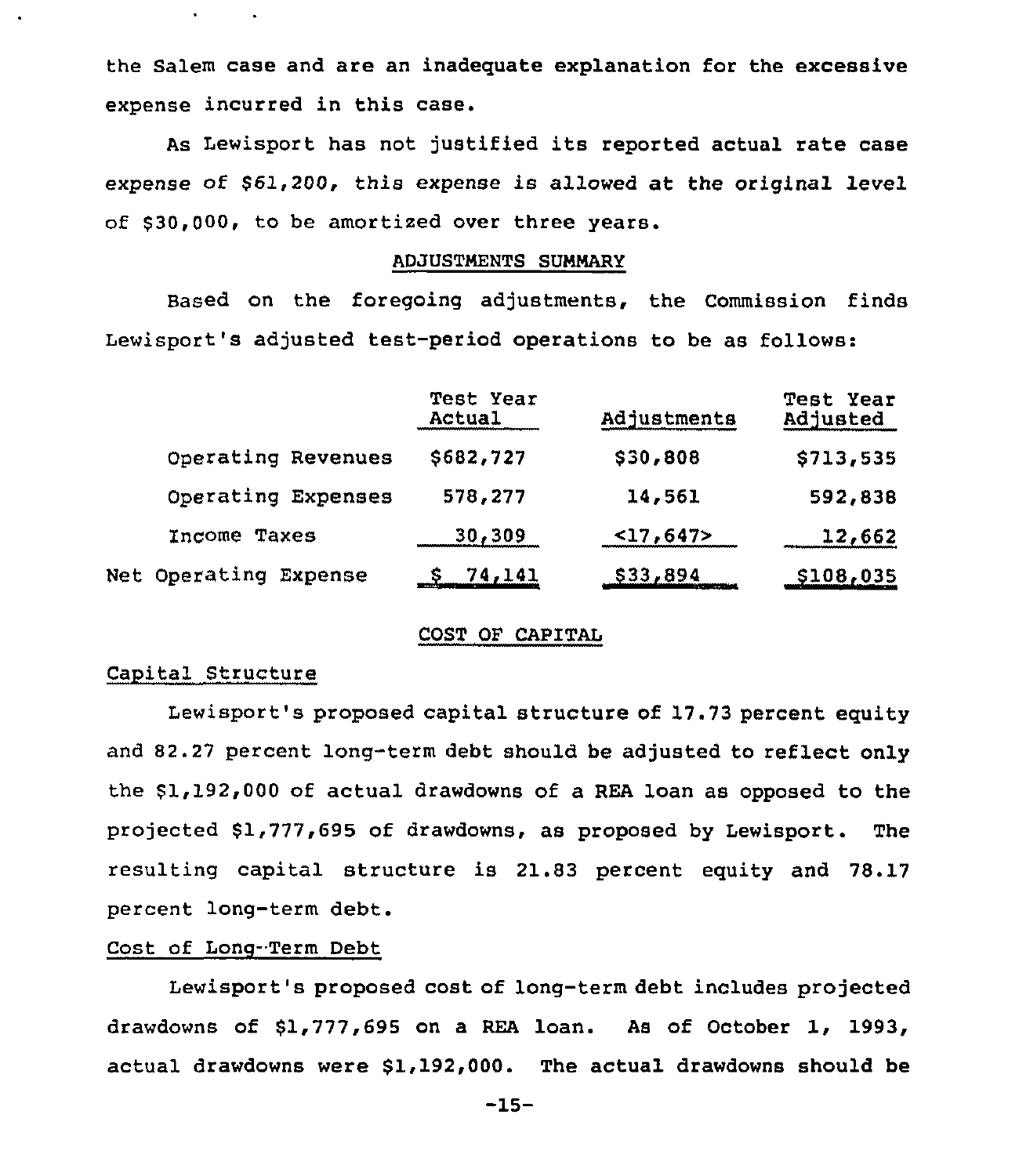the Salem case and are an inadequate explanation for the excessive expense incurred in this case.

As Lewisport has not justified its reported actual rate case expense of $61,200, this expense is allowed at the original level of $30,000, to be amortized over three years.

ADJUSTMENTS SUMMARY

Based on the foregoing adjustments, the Commission finds Lewisport's adjusted test-period operations to be as follows:

| | Test Year Actual | Adjustments | Test Year Adjusted |
|---|---|---|---|
| Operating Revenues | $682,727 | $30,808 | $713,535 |
| Operating Expenses | 578,277 | 14,561 | 592,838 |
| Income Taxes | 30,309 | <17,647> | 12,662 |
| Net Operating Expense | $ 74,141 | $33,894 | $108,035 |

COST OF CAPITAL

Capital Structure

Lewisport's proposed capital structure of 17.73 percent equity and 82.27 percent long-term debt should be adjusted to reflect only the $1,192,000 of actual drawdowns of a REA loan as opposed to the projected $1,777,695 of drawdowns, as proposed by Lewisport. The resulting capital structure is 21.83 percent equity and 78.17 percent long-term debt.

Cost of Long-Term Debt

Lewisport's proposed cost of long-term debt includes projected drawdowns of $1,777,695 on a REA loan. As of October 1, 1993, actual drawdowns were $1,192,000. The actual drawdowns should be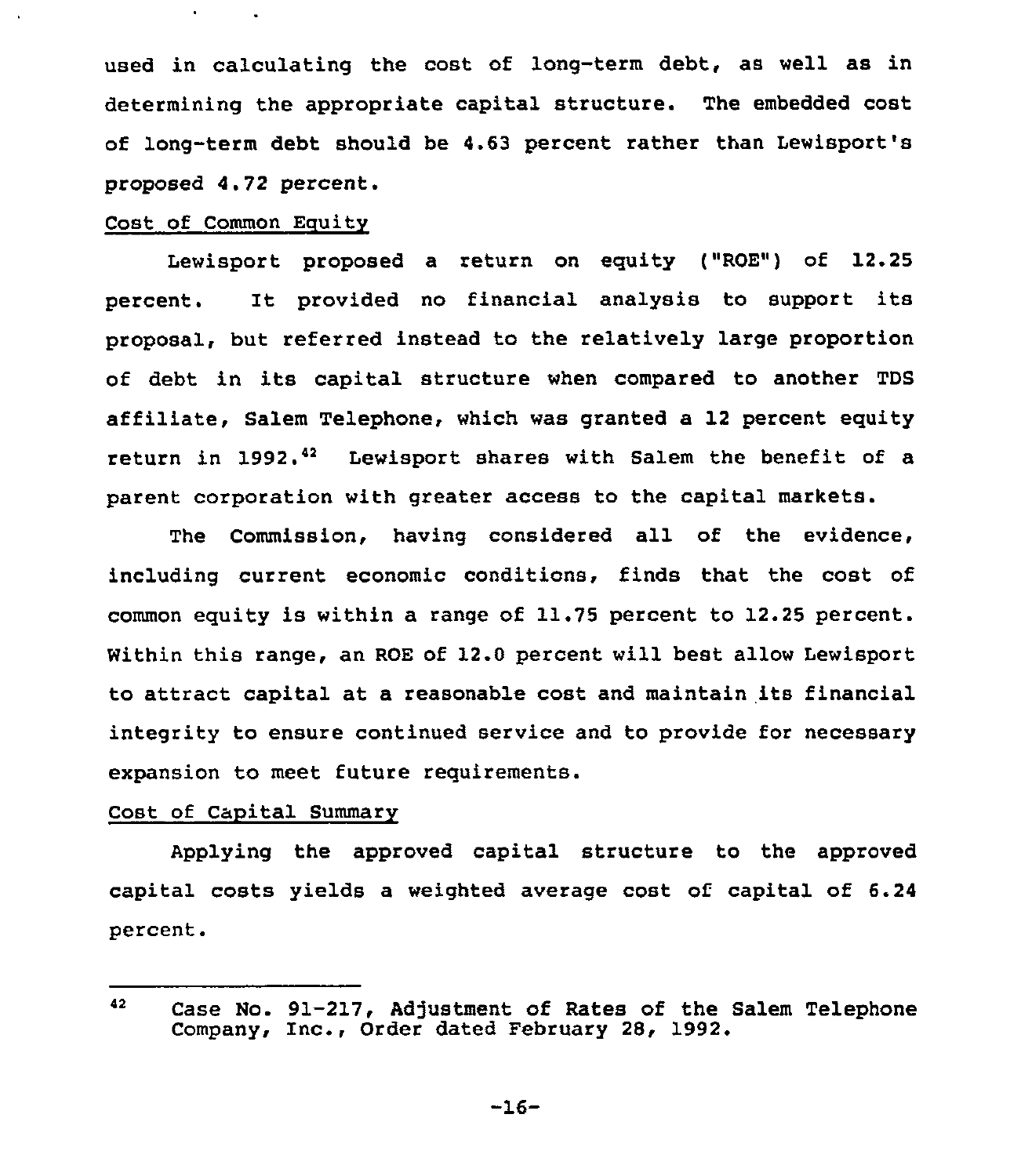used in calculating the cost of long-term debt, as well as in determining the appropriate capital structure. The embedded cost of long-term debt should be 4.63 percent rather than Lewisport's proposed 4.72 percent.

Cost of Common Equity

Lewisport proposed a return on equity ("ROE") of 12.25 percent. It provided no financial analysis to support its proposal, but referred instead to the relatively large proportion of debt in its capital structure when compared to another TDS affiliate, Salem Telephone, which was granted a 12 percent equity return in 1992.[42] Lewisport shares with Salem the benefit of a parent corporation with greater access to the capital markets.

The Commission, having considered all of the evidence, including current economic conditions, finds that the cost of common equity is within a range of 11.75 percent to 12.25 percent. Within this range, an ROE of 12.0 percent will best allow Lewisport to attract capital at a reasonable cost and maintain its financial integrity to ensure continued service and to provide for necessary expansion to meet future requirements.

Cost of Capital Summary

Applying the approved capital structure to the approved capital costs yields a weighted average cost of capital of 6.24 percent.

---

[42] Case No. 91-217, Adjustment of Rates of the Salem Telephone Company, Inc., Order dated February 28, 1992.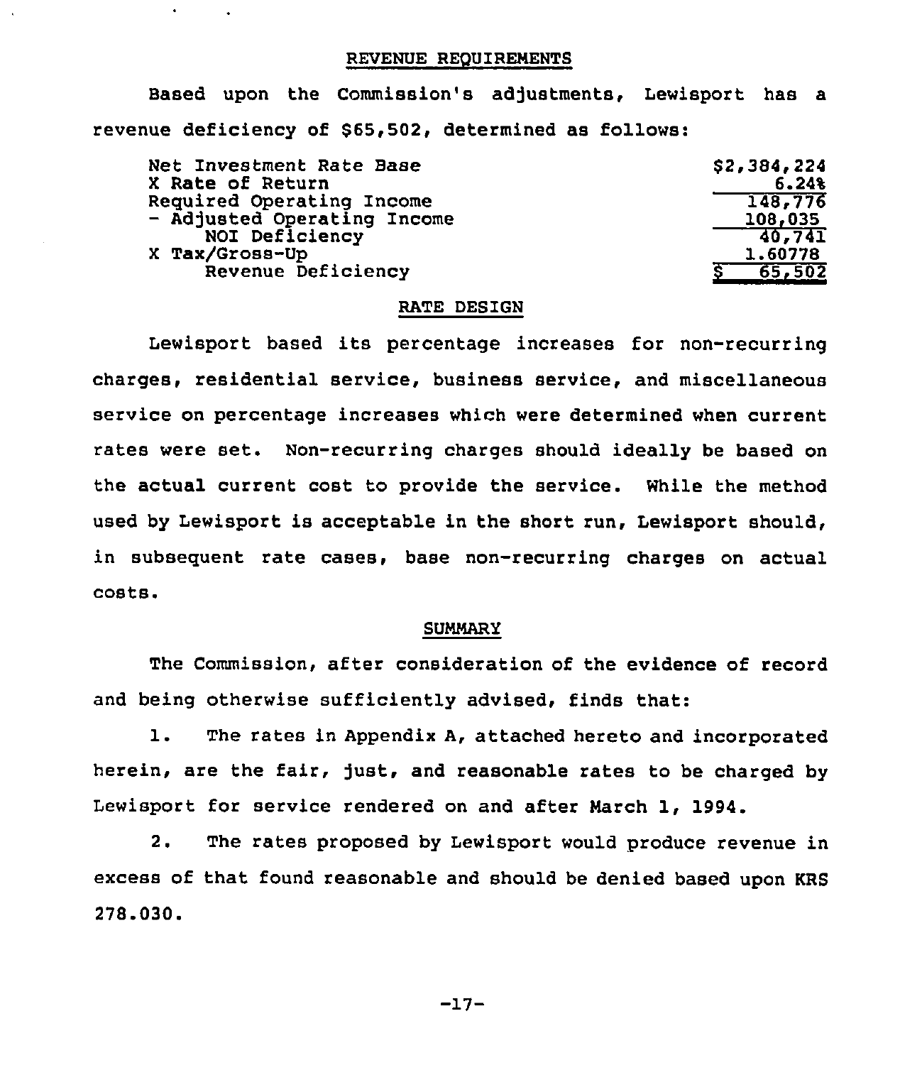## REVENUE REQUIREMENTS

Based upon the Commission's adjustments, Lewisport has a revenue deficiency of $65,502, determined as follows:

| | |
|---|---|
| Net Investment Rate Base | $2,384,224 |
| X Rate of Return | 6.24% |
| Required Operating Income | 148,776 |
| - Adjusted Operating Income | 108,035 |
| NOI Deficiency | 40,741 |
| X Tax/Gross-Up | 1.60778 |
| Revenue Deficiency | $ 65,502 |

## RATE DESIGN

Lewisport based its percentage increases for non-recurring charges, residential service, business service, and miscellaneous service on percentage increases which were determined when current rates were set. Non-recurring charges should ideally be based on the actual current cost to provide the service. While the method used by Lewisport is acceptable in the short run, Lewisport should, in subsequent rate cases, base non-recurring charges on actual costs.

## SUMMARY

The Commission, after consideration of the evidence of record and being otherwise sufficiently advised, finds that:

1. The rates in Appendix A, attached hereto and incorporated herein, are the fair, just, and reasonable rates to be charged by Lewisport for service rendered on and after March 1, 1994.

2. The rates proposed by Lewisport would produce revenue in excess of that found reasonable and should be denied based upon KRS 278.030.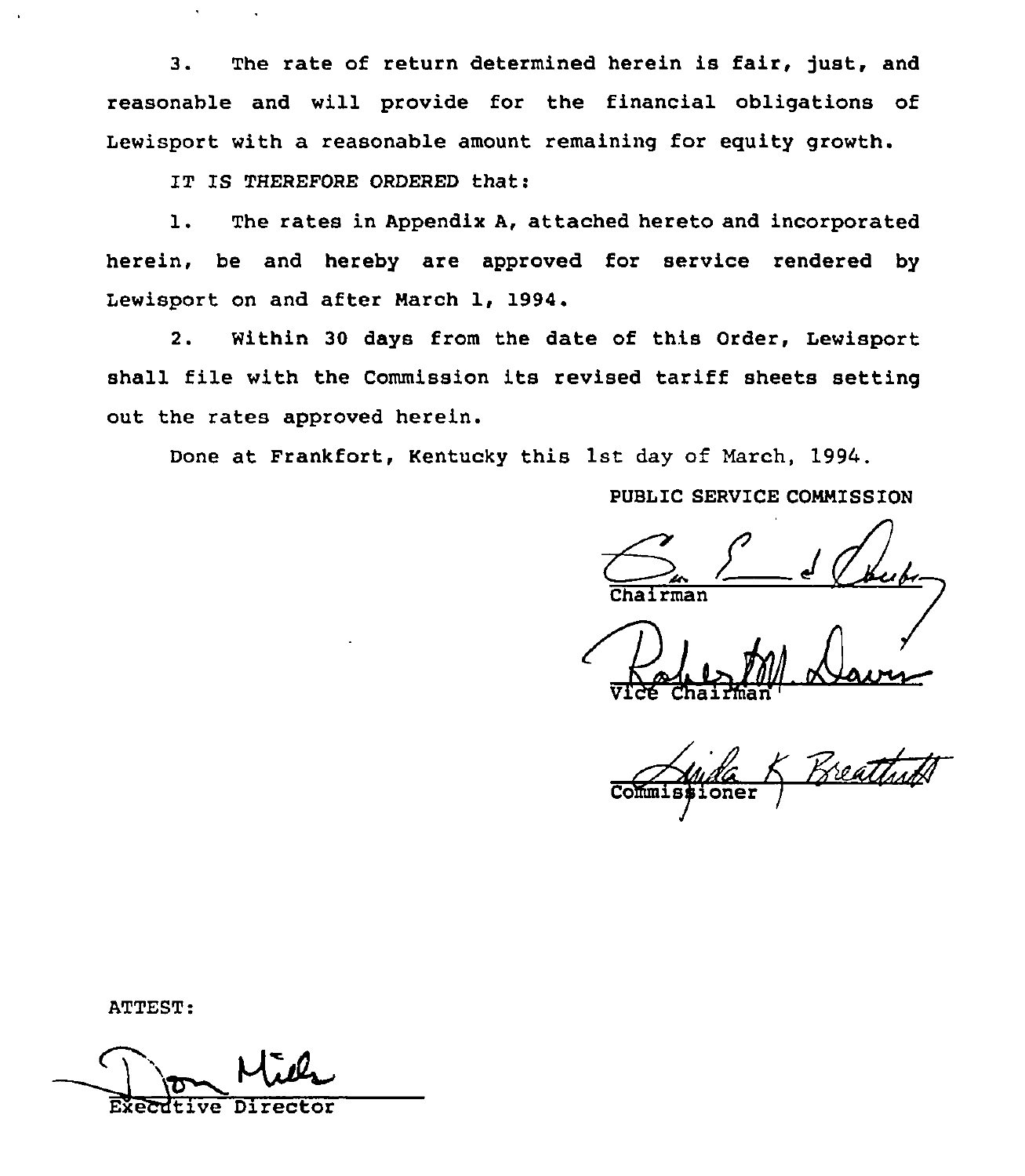3. The rate of return determined herein is fair, just, and reasonable and will provide for the financial obligations of Lewisport with a reasonable amount remaining for equity growth.

IT IS THEREFORE ORDERED that:

1. The rates in Appendix A, attached hereto and incorporated herein, be and hereby are approved for service rendered by Lewisport on and after March 1, 1994.

2. Within 30 days from the date of this Order, Lewisport shall file with the Commission its revised tariff sheets setting out the rates approved herein.

Done at Frankfort, Kentucky this 1st day of March, 1994.

PUBLIC SERVICE COMMISSION

Chairman

Vice Chairman

Commissioner

ATTEST:

Executive Director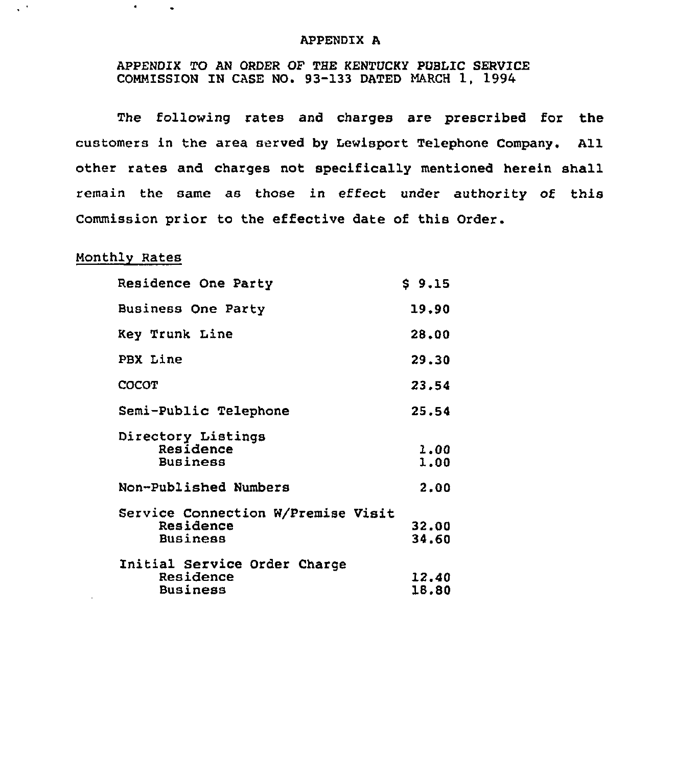# APPENDIX A

APPENDIX TO AN ORDER OF THE KENTUCKY PUBLIC SERVICE COMMISSION IN CASE NO. 93-133 DATED MARCH 1, 1994

The following rates and charges are prescribed for the customers in the area served by Lewisport Telephone Company. All other rates and charges not specifically mentioned herein shall remain the same as those in effect under authority of this Commission prior to the effective date of this Order.

Monthly Rates

| | |
|---|---|
| Residence One Party | $ 9.15 |
| Business One Party | 19.90 |
| Key Trunk Line | 28.00 |
| PBX Line | 29.30 |
| COCOT | 23.54 |
| Semi-Public Telephone | 25.54 |
| Directory Listings | |
| Residence | 1.00 |
| Business | 1.00 |
| Non-Published Numbers | 2.00 |
| Service Connection W/Premise Visit | |
| Residence | 32.00 |
| Business | 34.60 |
| Initial Service Order Charge | |
| Residence | 12.40 |
| Business | 18.80 |